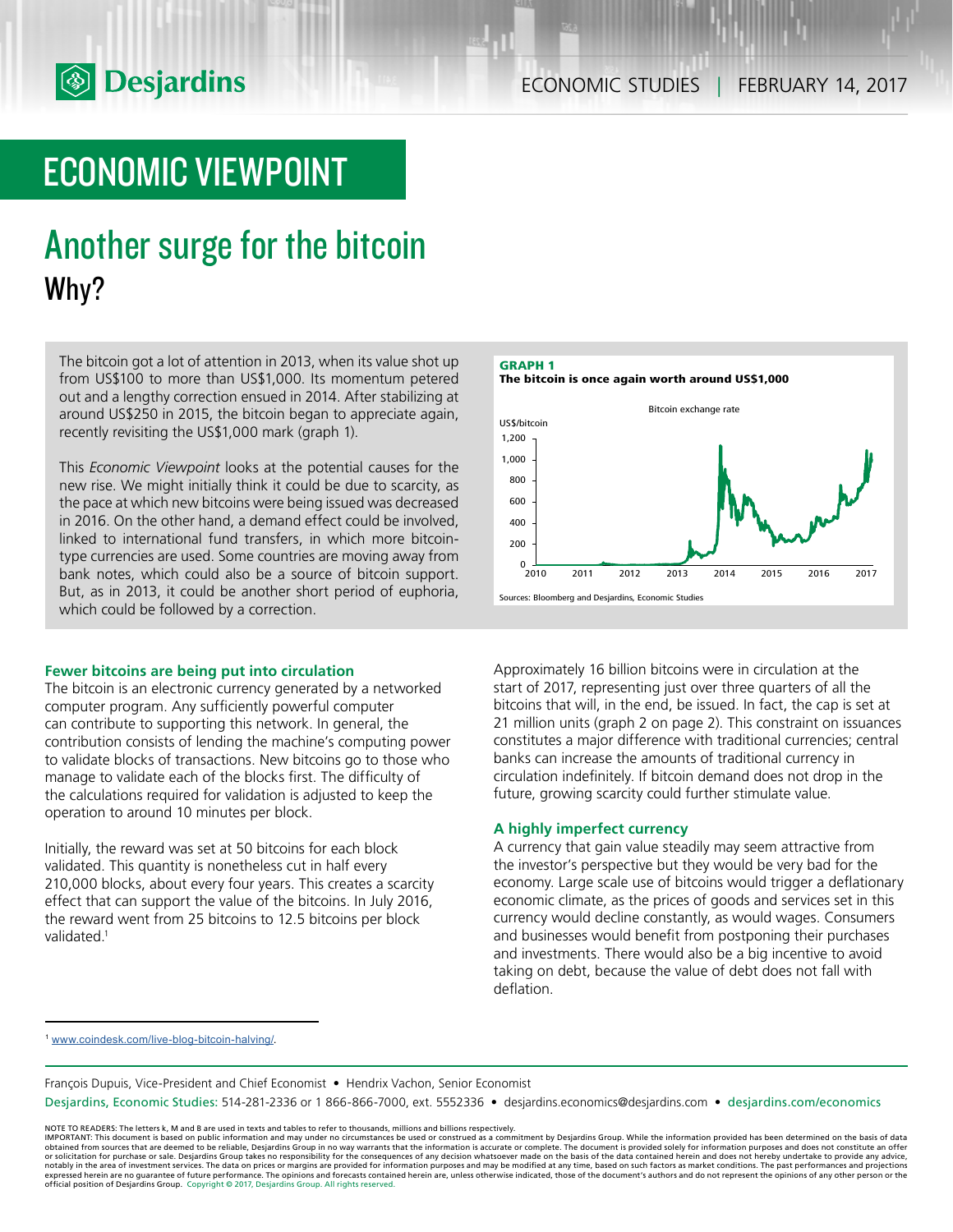# ECONOMIC VIEWPOINT

## Another surge for the bitcoin

### Why?

The bitcoin got a lot of attention in 2013, when its value shot up from US$100 to more than US$1,000. Its momentum petered out and a lengthy correction ensued in 2014. After stabilizing at around US$250 in 2015, the bitcoin began to appreciate again, recently revisiting the US$1,000 mark (graph 1).

This *Economic Viewpoint* looks at the potential causes for the new rise. We might initially think it could be due to scarcity, as the pace at which new bitcoins were being issued was decreased in 2016. On the other hand, a demand effect could be involved, linked to international fund transfers, in which more bitcoin-type currencies are used. Some countries are moving away from bank notes, which could also be a source of bitcoin support. But, as in 2013, it could be another short period of euphoria, which could be followed by a correction.

**GRAPH 1**
**The bitcoin is once again worth around US$1,000**

Bitcoin exchange rate

Sources: Bloomberg and Desjardins, Economic Studies

### Fewer bitcoins are being put into circulation

The bitcoin is an electronic currency generated by a networked computer program. Any sufficiently powerful computer can contribute to supporting this network. In general, the contribution consists of lending the machine's computing power to validate blocks of transactions. New bitcoins go to those who manage to validate each of the blocks first. The difficulty of the calculations required for validation is adjusted to keep the operation to around 10 minutes per block.

Initially, the reward was set at 50 bitcoins for each block validated. This quantity is nonetheless cut in half every 210,000 blocks, about every four years. This creates a scarcity effect that can support the value of the bitcoins. In July 2016, the reward went from 25 bitcoins to 12.5 bitcoins per block validated.[1]

Approximately 16 billion bitcoins were in circulation at the start of 2017, representing just over three quarters of all the bitcoins that will, in the end, be issued. In fact, the cap is set at 21 million units (graph 2 on page 2). This constraint on issuances constitutes a major difference with traditional currencies; central banks can increase the amounts of traditional currency in circulation indefinitely. If bitcoin demand does not drop in the future, growing scarcity could further stimulate value.

### A highly imperfect currency

A currency that gain value steadily may seem attractive from the investor's perspective but they would be very bad for the economy. Large scale use of bitcoins would trigger a deflationary economic climate, as the prices of goods and services set in this currency would decline constantly, as would wages. Consumers and businesses would benefit from postponing their purchases and investments. There would also be a big incentive to avoid taking on debt, because the value of debt does not fall with deflation.

---

[1] www.coindesk.com/live-blog-bitcoin-halving/.

François Dupuis, Vice-President and Chief Economist • Hendrix Vachon, Senior Economist

Desjardins, Economic Studies: 514-281-2336 or 1 866-866-7000, ext. 5552336 • desjardins.economics@desjardins.com • desjardins.com/economics

NOTE TO READERS: The letters k, M and B are used in texts and tables to refer to thousands, millions and billions respectively.
IMPORTANT: This document is based on public information and may under no circumstances be used or construed as a commitment by Desjardins Group. While the information provided has been determined on the basis of data obtained from sources that are deemed to be reliable, Desjardins Group in no way warrants that the information is accurate or complete. The document is provided solely for information purposes and does not constitute an offer or solicitation for purchase or sale. Desjardins Group takes no responsibility for the consequences of any decision whatsoever made on the basis of the data contained herein and does not hereby undertake to provide any advice, notably in the area of investment services. The data on prices or margins are provided for information purposes and may be modified at any time, based on such factors as market conditions. The past performances and projections expressed herein are no guarantee of future performance. The opinions and forecasts contained herein are, unless otherwise indicated, those of the document's authors and do not represent the opinions of any other person or the official position of Desjardins Group. Copyright © 2017, Desjardins Group. All rights reserved.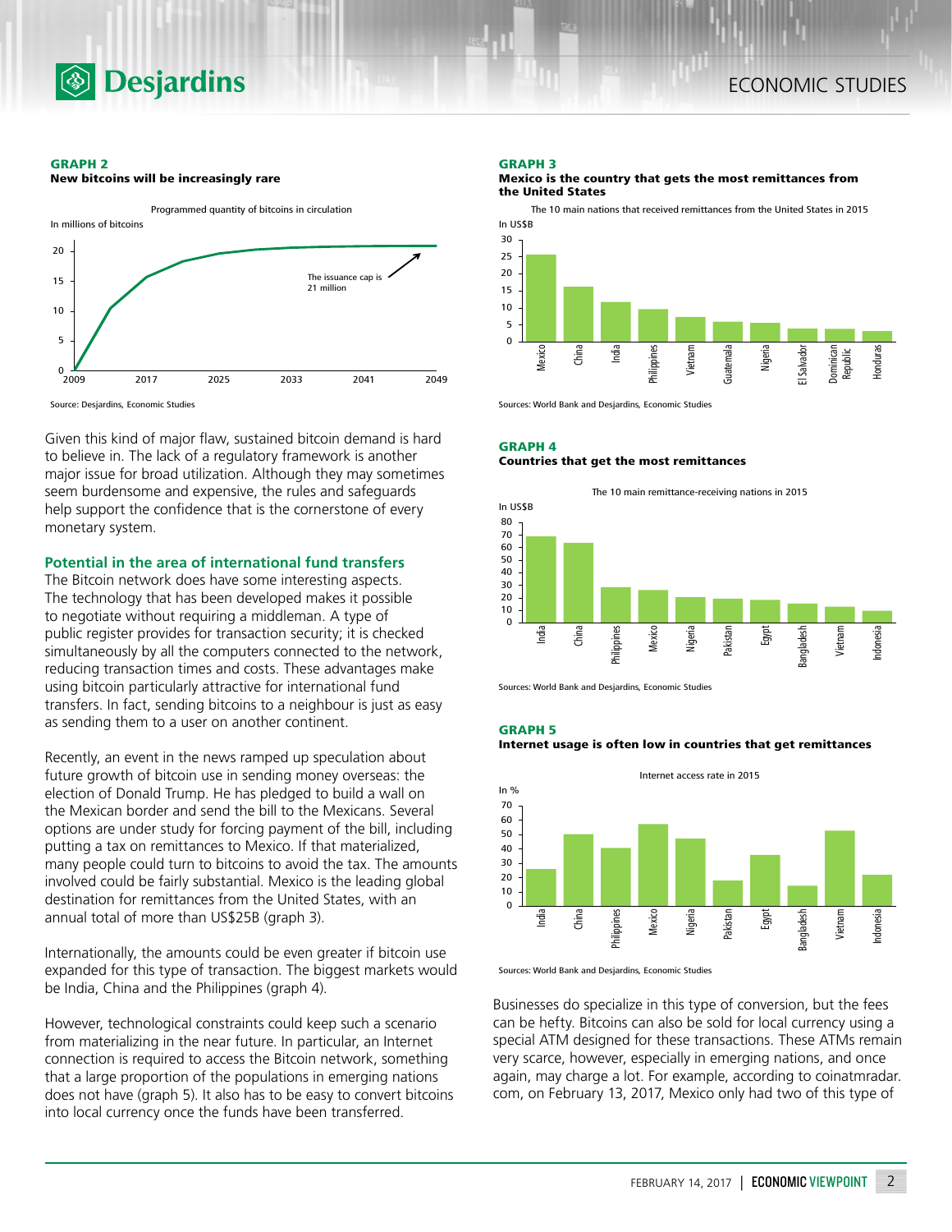**GRAPH 2**
**New bitcoins will be increasingly rare**

Source: Desjardins, Economic Studies

Given this kind of major flaw, sustained bitcoin demand is hard to believe in. The lack of a regulatory framework is another major issue for broad utilization. Although they may sometimes seem burdensome and expensive, the rules and safeguards help support the confidence that is the cornerstone of every monetary system.

### Potential in the area of international fund transfers

The Bitcoin network does have some interesting aspects. The technology that has been developed makes it possible to negotiate without requiring a middleman. A type of public register provides for transaction security; it is checked simultaneously by all the computers connected to the network, reducing transaction times and costs. These advantages make using bitcoin particularly attractive for international fund transfers. In fact, sending bitcoins to a neighbour is just as easy as sending them to a user on another continent.

Recently, an event in the news ramped up speculation about future growth of bitcoin use in sending money overseas: the election of Donald Trump. He has pledged to build a wall on the Mexican border and send the bill to the Mexicans. Several options are under study for forcing payment of the bill, including putting a tax on remittances to Mexico. If that materialized, many people could turn to bitcoins to avoid the tax. The amounts involved could be fairly substantial. Mexico is the leading global destination for remittances from the United States, with an annual total of more than US$25B (graph 3).

Internationally, the amounts could be even greater if bitcoin use expanded for this type of transaction. The biggest markets would be India, China and the Philippines (graph 4).

However, technological constraints could keep such a scenario from materializing in the near future. In particular, an Internet connection is required to access the Bitcoin network, something that a large proportion of the populations in emerging nations does not have (graph 5). It also has to be easy to convert bitcoins into local currency once the funds have been transferred.

**GRAPH 3**
**Mexico is the country that gets the most remittances from the United States**

Sources: World Bank and Desjardins, Economic Studies

**GRAPH 4**
**Countries that get the most remittances**

Sources: World Bank and Desjardins, Economic Studies

**GRAPH 5**
**Internet usage is often low in countries that get remittances**

Sources: World Bank and Desjardins, Economic Studies

Businesses do specialize in this type of conversion, but the fees can be hefty. Bitcoins can also be sold for local currency using a special ATM designed for these transactions. These ATMs remain very scarce, however, especially in emerging nations, and once again, may charge a lot. For example, according to coinatmradar.com, on February 13, 2017, Mexico only had two of this type of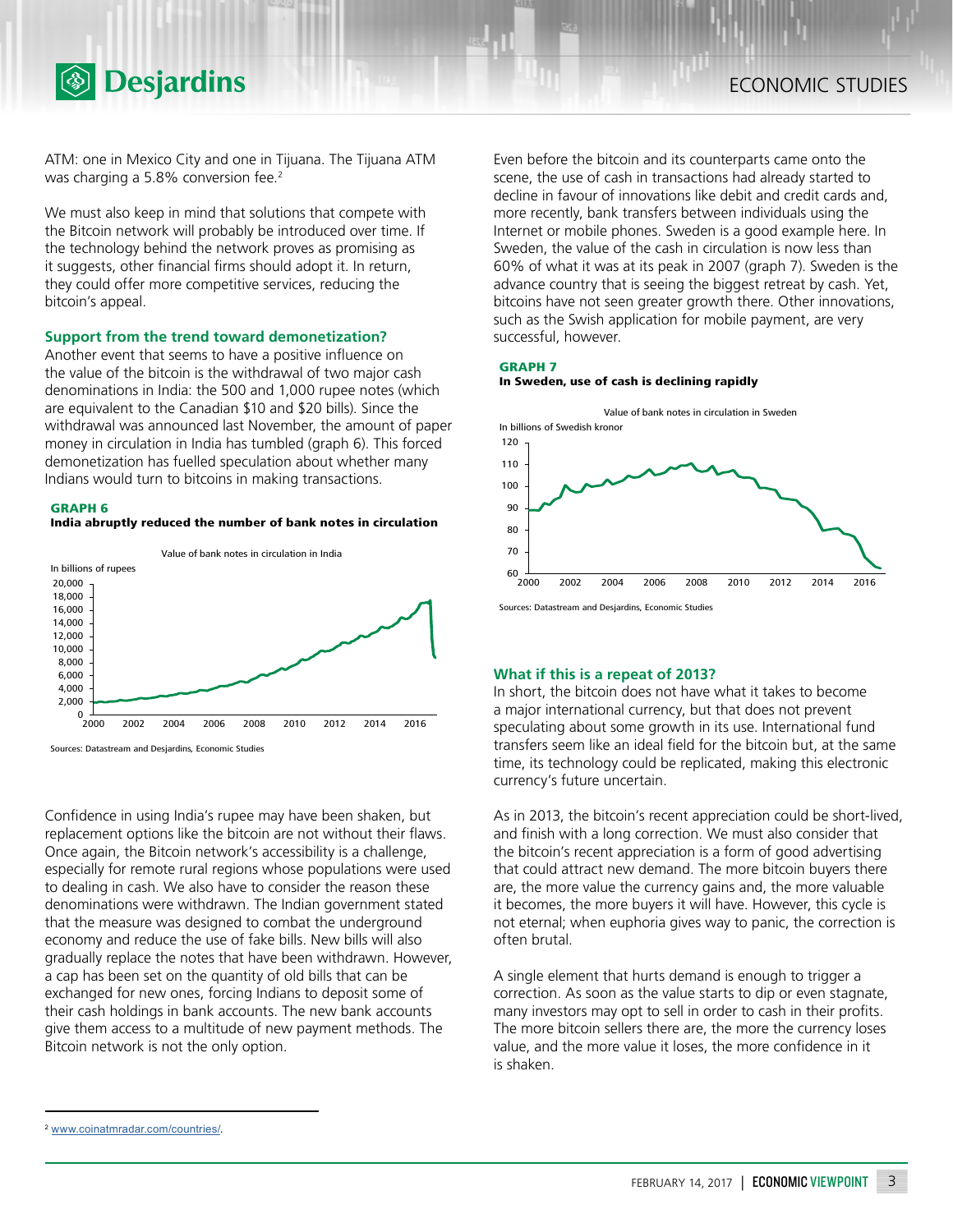ATM: one in Mexico City and one in Tijuana. The Tijuana ATM was charging a 5.8% conversion fee.[2]

We must also keep in mind that solutions that compete with the Bitcoin network will probably be introduced over time. If the technology behind the network proves as promising as it suggests, other financial firms should adopt it. In return, they could offer more competitive services, reducing the bitcoin's appeal.

### Support from the trend toward demonetization?

Another event that seems to have a positive influence on the value of the bitcoin is the withdrawal of two major cash denominations in India: the 500 and 1,000 rupee notes (which are equivalent to the Canadian $10 and $20 bills). Since the withdrawal was announced last November, the amount of paper money in circulation in India has tumbled (graph 6). This forced demonetization has fuelled speculation about whether many Indians would turn to bitcoins in making transactions.

**GRAPH 6**
**India abruptly reduced the number of bank notes in circulation**

Value of bank notes in circulation in India
In billions of rupees

Sources: Datastream and Desjardins, Economic Studies

Confidence in using India's rupee may have been shaken, but replacement options like the bitcoin are not without their flaws. Once again, the Bitcoin network's accessibility is a challenge, especially for remote rural regions whose populations were used to dealing in cash. We also have to consider the reason these denominations were withdrawn. The Indian government stated that the measure was designed to combat the underground economy and reduce the use of fake bills. New bills will also gradually replace the notes that have been withdrawn. However, a cap has been set on the quantity of old bills that can be exchanged for new ones, forcing Indians to deposit some of their cash holdings in bank accounts. The new bank accounts give them access to a multitude of new payment methods. The Bitcoin network is not the only option.

Even before the bitcoin and its counterparts came onto the scene, the use of cash in transactions had already started to decline in favour of innovations like debit and credit cards and, more recently, bank transfers between individuals using the Internet or mobile phones. Sweden is a good example here. In Sweden, the value of the cash in circulation is now less than 60% of what it was at its peak in 2007 (graph 7). Sweden is the advance country that is seeing the biggest retreat by cash. Yet, bitcoins have not seen greater growth there. Other innovations, such as the Swish application for mobile payment, are very successful, however.

**GRAPH 7**
**In Sweden, use of cash is declining rapidly**

Value of bank notes in circulation in Sweden
In billions of Swedish kronor

Sources: Datastream and Desjardins, Economic Studies

### What if this is a repeat of 2013?

In short, the bitcoin does not have what it takes to become a major international currency, but that does not prevent speculating about some growth in its use. International fund transfers seem like an ideal field for the bitcoin but, at the same time, its technology could be replicated, making this electronic currency's future uncertain.

As in 2013, the bitcoin's recent appreciation could be short-lived, and finish with a long correction. We must also consider that the bitcoin's recent appreciation is a form of good advertising that could attract new demand. The more bitcoin buyers there are, the more value the currency gains and, the more valuable it becomes, the more buyers it will have. However, this cycle is not eternal; when euphoria gives way to panic, the correction is often brutal.

A single element that hurts demand is enough to trigger a correction. As soon as the value starts to dip or even stagnate, many investors may opt to sell in order to cash in their profits. The more bitcoin sellers there are, the more the currency loses value, and the more value it loses, the more confidence in it is shaken.

---

[2] www.coinatmradar.com/countries/.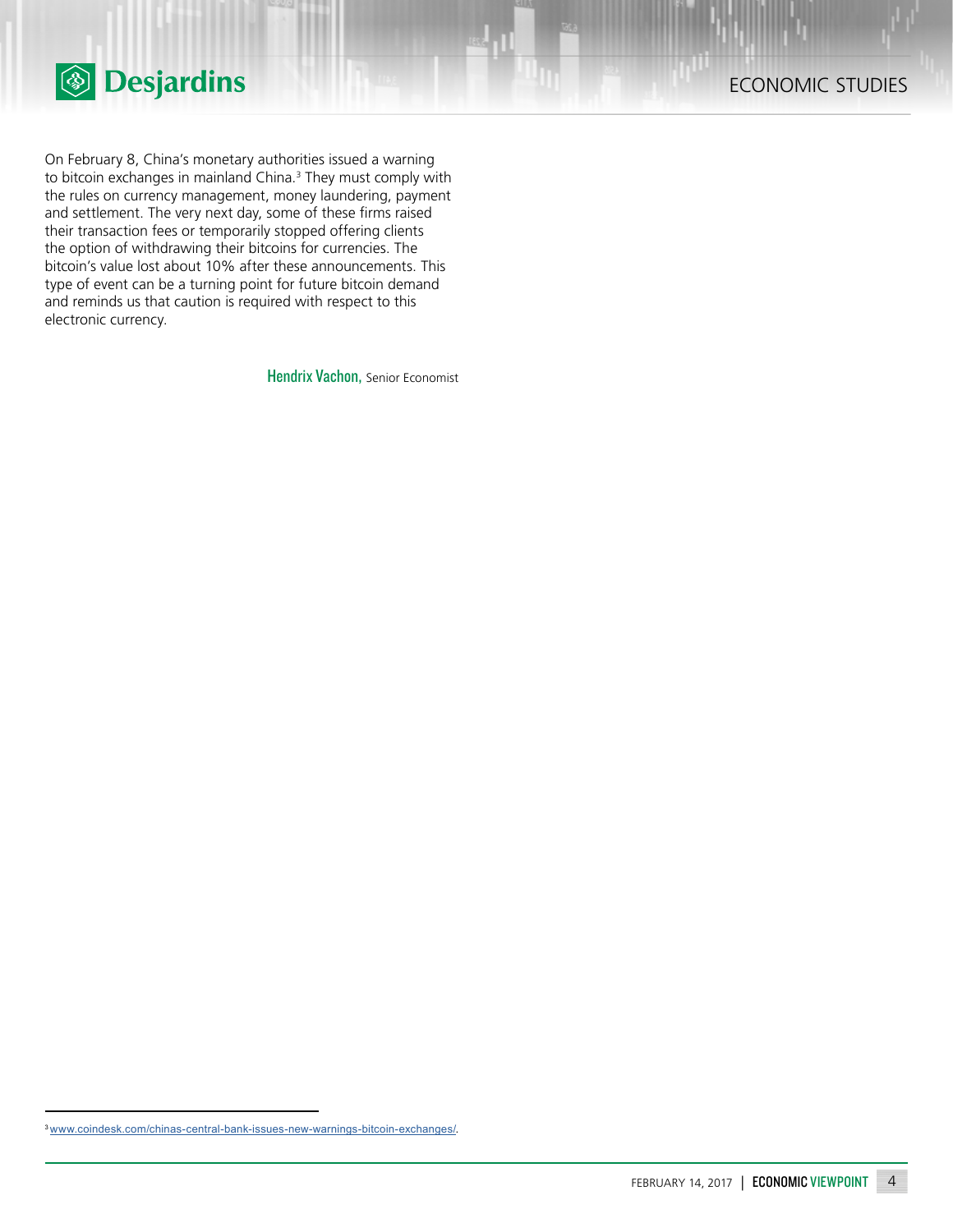On February 8, China's monetary authorities issued a warning to bitcoin exchanges in mainland China.[3] They must comply with the rules on currency management, money laundering, payment and settlement. The very next day, some of these firms raised their transaction fees or temporarily stopped offering clients the option of withdrawing their bitcoins for currencies. The bitcoin's value lost about 10% after these announcements. This type of event can be a turning point for future bitcoin demand and reminds us that caution is required with respect to this electronic currency.

Hendrix Vachon, Senior Economist

[3] www.coindesk.com/chinas-central-bank-issues-new-warnings-bitcoin-exchanges/.